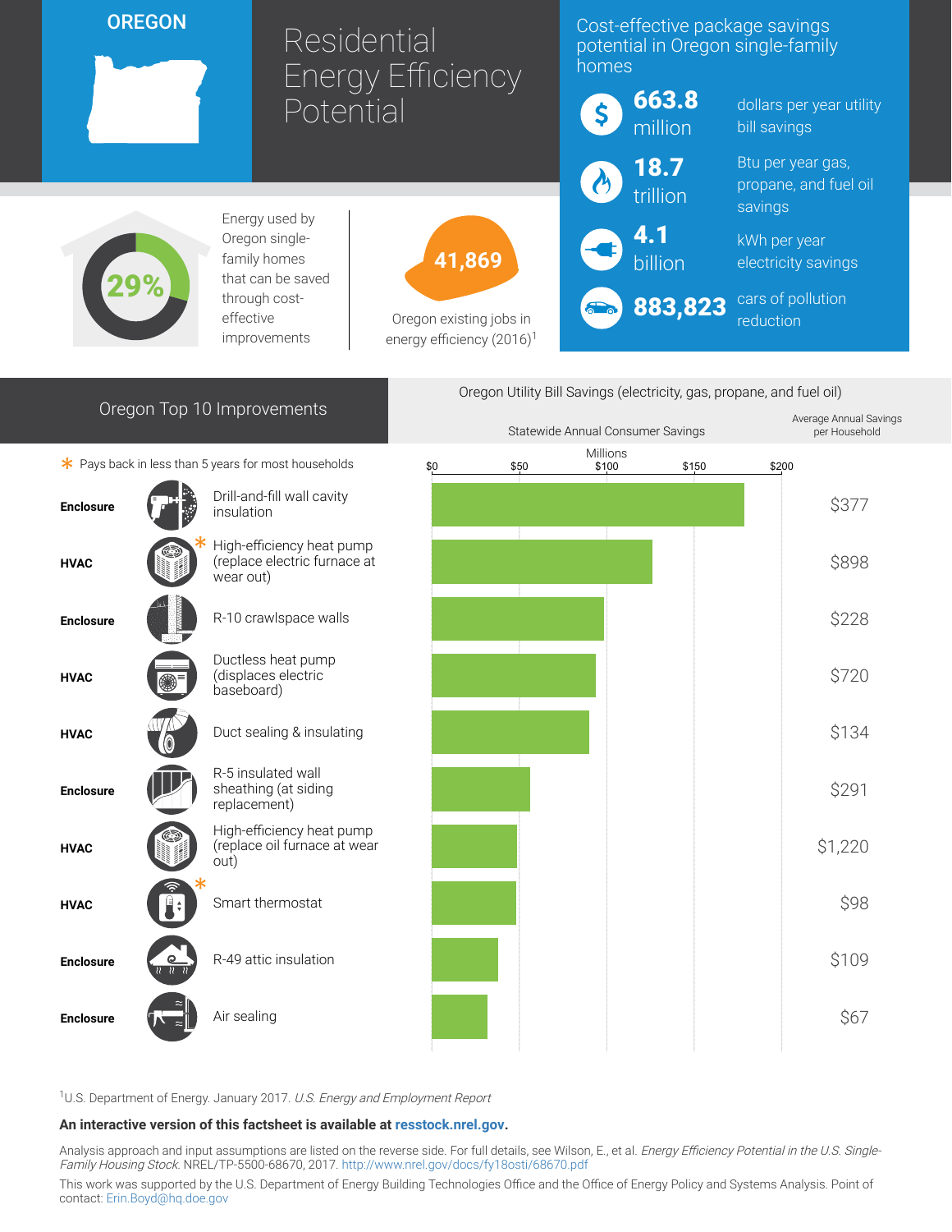# OREGON

# Residential Energy Efficiency Potential

## Cost-effective package savings potential in Oregon single-family homes

- **663.8 million** dollars per year utility bill savings
- **18.7 trillion** Btu per year gas, propane, and fuel oil savings
- **4.1 billion** kWh per year electricity savings
- **883,823** cars of pollution reduction

**29%** Energy used by Oregon single-family homes that can be saved through cost-effective improvements

**41,869** Oregon existing jobs in energy efficiency (2016)[1]

## Oregon Top 10 Improvements

\* Pays back in less than 5 years for most households

Oregon Utility Bill Savings (electricity, gas, propane, and fuel oil)

| Category | Improvement | Statewide Annual Consumer Savings (Millions, approx. from chart) | Average Annual Savings per Household |
|---|---|---|---|
| Enclosure | Drill-and-fill wall cavity insulation | ~$179 | $377 |
| HVAC | High-efficiency heat pump (replace electric furnace at wear out) * | ~$127 | $898 |
| Enclosure | R-10 crawlspace walls | ~$99 | $228 |
| HVAC | Ductless heat pump (displaces electric baseboard) | ~$94 | $720 |
| HVAC | Duct sealing & insulating | ~$90 | $134 |
| Enclosure | R-5 insulated wall sheathing (at siding replacement) | ~$56 | $291 |
| HVAC | High-efficiency heat pump (replace oil furnace at wear out) | ~$49 | $1,220 |
| HVAC | Smart thermostat * | ~$48 | $98 |
| Enclosure | R-49 attic insulation | ~$38 | $109 |
| Enclosure | Air sealing | ~$32 | $67 |

[1] U.S. Department of Energy. January 2017. *U.S. Energy and Employment Report*

**An interactive version of this factsheet is available at resstock.nrel.gov.**

Analysis approach and input assumptions are listed on the reverse side. For full details, see Wilson, E., et al. *Energy Efficiency Potential in the U.S. Single-Family Housing Stock*. NREL/TP-5500-68670, 2017. http://www.nrel.gov/docs/fy18osti/68670.pdf

This work was supported by the U.S. Department of Energy Building Technologies Office and the Office of Energy Policy and Systems Analysis. Point of contact: Erin.Boyd@hq.doe.gov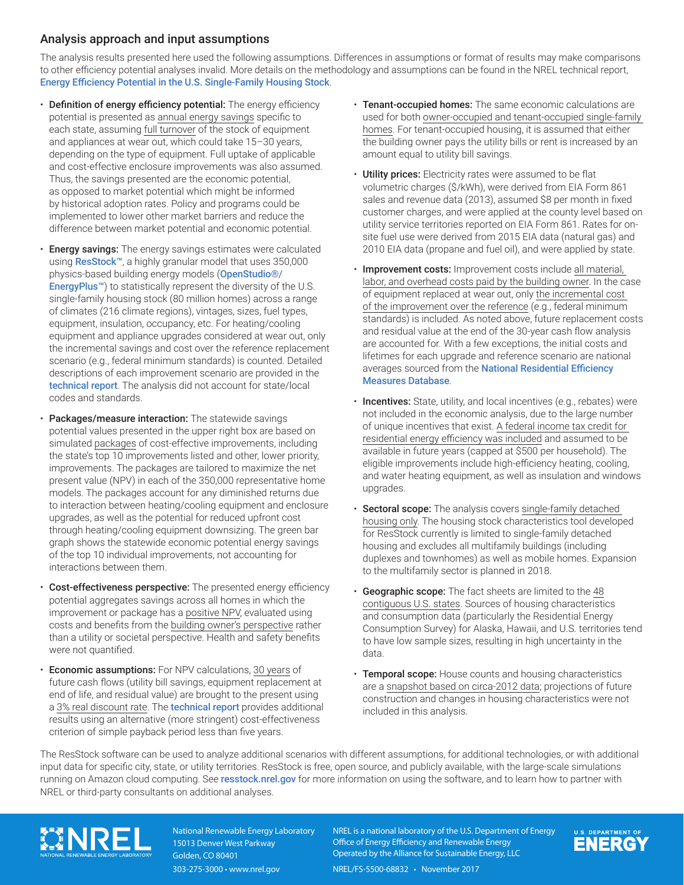## Analysis approach and input assumptions

The analysis results presented here used the following assumptions. Differences in assumptions or format of results may make comparisons to other efficiency potential analyses invalid. More details on the methodology and assumptions can be found in the NREL technical report, Energy Efficiency Potential in the U.S. Single-Family Housing Stock.

- **Definition of energy efficiency potential:** The energy efficiency potential is presented as annual energy savings specific to each state, assuming full turnover of the stock of equipment and appliances at wear out, which could take 15–30 years, depending on the type of equipment. Full uptake of applicable and cost-effective enclosure improvements was also assumed. Thus, the savings presented are the economic potential, as opposed to market potential which might be informed by historical adoption rates. Policy and programs could be implemented to lower other market barriers and reduce the difference between market potential and economic potential.
- **Energy savings:** The energy savings estimates were calculated using ResStock™, a highly granular model that uses 350,000 physics-based building energy models (OpenStudio®/EnergyPlus™) to statistically represent the diversity of the U.S. single-family housing stock (80 million homes) across a range of climates (216 climate regions), vintages, sizes, fuel types, equipment, insulation, occupancy, etc. For heating/cooling equipment and appliance upgrades considered at wear out, only the incremental savings and cost over the reference replacement scenario (e.g., federal minimum standards) is counted. Detailed descriptions of each improvement scenario are provided in the technical report. The analysis did not account for state/local codes and standards.
- **Packages/measure interaction:** The statewide savings potential values presented in the upper right box are based on simulated packages of cost-effective improvements, including the state's top 10 improvements listed and other, lower priority, improvements. The packages are tailored to maximize the net present value (NPV) in each of the 350,000 representative home models. The packages account for any diminished returns due to interaction between heating/cooling equipment and enclosure upgrades, as well as the potential for reduced upfront cost through heating/cooling equipment downsizing. The green bar graph shows the statewide economic potential energy savings of the top 10 individual improvements, not accounting for interactions between them.
- **Cost-effectiveness perspective:** The presented energy efficiency potential aggregates savings across all homes in which the improvement or package has a positive NPV, evaluated using costs and benefits from the building owner's perspective rather than a utility or societal perspective. Health and safety benefits were not quantified.
- **Economic assumptions:** For NPV calculations, 30 years of future cash flows (utility bill savings, equipment replacement at end of life, and residual value) are brought to the present using a 3% real discount rate. The technical report provides additional results using an alternative (more stringent) cost-effectiveness criterion of simple payback period less than five years.
- **Tenant-occupied homes:** The same economic calculations are used for both owner-occupied and tenant-occupied single-family homes. For tenant-occupied housing, it is assumed that either the building owner pays the utility bills or rent is increased by an amount equal to utility bill savings.
- **Utility prices:** Electricity rates were assumed to be flat volumetric charges ($/kWh), were derived from EIA Form 861 sales and revenue data (2013), assumed $8 per month in fixed customer charges, and were applied at the county level based on utility service territories reported on EIA Form 861. Rates for on-site fuel use were derived from 2015 EIA data (natural gas) and 2010 EIA data (propane and fuel oil), and were applied by state.
- **Improvement costs:** Improvement costs include all material, labor, and overhead costs paid by the building owner. In the case of equipment replaced at wear out, only the incremental cost of the improvement over the reference (e.g., federal minimum standards) is included. As noted above, future replacement costs and residual value at the end of the 30-year cash flow analysis are accounted for. With a few exceptions, the initial costs and lifetimes for each upgrade and reference scenario are national averages sourced from the National Residential Efficiency Measures Database.
- **Incentives:** State, utility, and local incentives (e.g., rebates) were not included in the economic analysis, due to the large number of unique incentives that exist. A federal income tax credit for residential energy efficiency was included and assumed to be available in future years (capped at $500 per household). The eligible improvements include high-efficiency heating, cooling, and water heating equipment, as well as insulation and windows upgrades.
- **Sectoral scope:** The analysis covers single-family detached housing only. The housing stock characteristics tool developed for ResStock currently is limited to single-family detached housing and excludes all multifamily buildings (including duplexes and townhomes) as well as mobile homes. Expansion to the multifamily sector is planned in 2018.
- **Geographic scope:** The fact sheets are limited to the 48 contiguous U.S. states. Sources of housing characteristics and consumption data (particularly the Residential Energy Consumption Survey) for Alaska, Hawaii, and U.S. territories tend to have low sample sizes, resulting in high uncertainty in the data.
- **Temporal scope:** House counts and housing characteristics are a snapshot based on circa-2012 data; projections of future construction and changes in housing characteristics were not included in this analysis.

The ResStock software can be used to analyze additional scenarios with different assumptions, for additional technologies, or with additional input data for specific city, state, or utility territories. ResStock is free, open source, and publicly available, with the large-scale simulations running on Amazon cloud computing. See resstock.nrel.gov for more information on using the software, and to learn how to partner with NREL or third-party consultants on additional analyses.

National Renewable Energy Laboratory
15013 Denver West Parkway
Golden, CO 80401
303-275-3000 • www.nrel.gov

NREL is a national laboratory of the U.S. Department of Energy
Office of Energy Efficiency and Renewable Energy
Operated by the Alliance for Sustainable Energy, LLC

NREL/FS-5500-68832 • November 2017